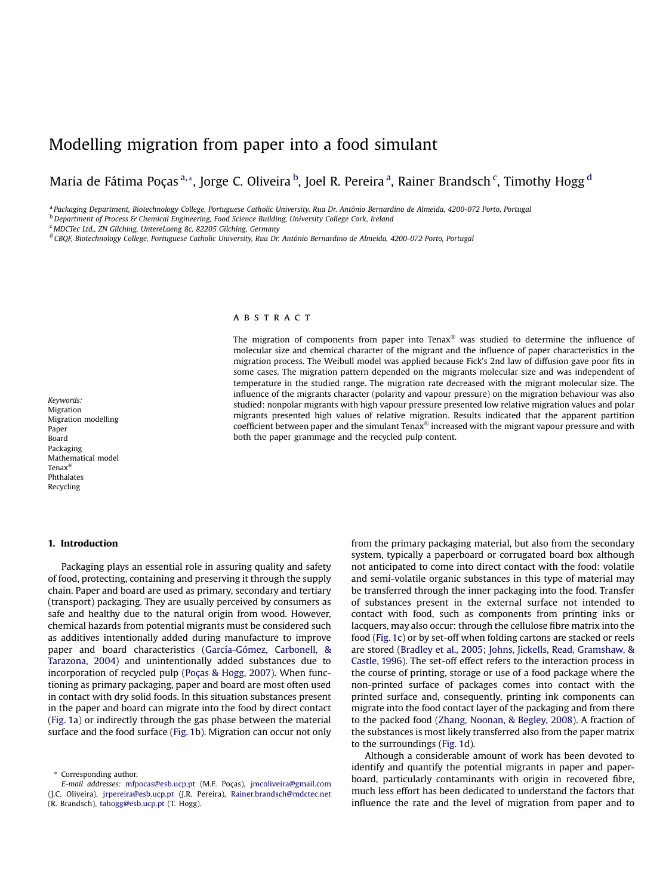# Modelling migration from paper into a food simulant

Maria de Fátima Poças [a,*], Jorge C. Oliveira [b], Joel R. Pereira [a], Rainer Brandsch [c], Timothy Hogg [d]

[a] *Packaging Department, Biotechnology College, Portuguese Catholic University, Rua Dr. António Bernardino de Almeida, 4200-072 Porto, Portugal*
[b] *Department of Process & Chemical Engineering, Food Science Building, University College Cork, Ireland*
[c] *MDCTec Ltd., ZN Gilching, UntereLaeng 8c, 82205 Gilching, Germany*
[d] *CBQF, Biotechnology College, Portuguese Catholic University, Rua Dr. António Bernardino de Almeida, 4200-072 Porto, Portugal*

## ABSTRACT

The migration of components from paper into Tenax® was studied to determine the influence of molecular size and chemical character of the migrant and the influence of paper characteristics in the migration process. The Weibull model was applied because Fick's 2nd law of diffusion gave poor fits in some cases. The migration pattern depended on the migrants molecular size and was independent of temperature in the studied range. The migration rate decreased with the migrant molecular size. The influence of the migrants character (polarity and vapour pressure) on the migration behaviour was also studied: nonpolar migrants with high vapour pressure presented low relative migration values and polar migrants presented high values of relative migration. Results indicated that the apparent partition coefficient between paper and the simulant Tenax® increased with the migrant vapour pressure and with both the paper grammage and the recycled pulp content.

*Keywords:*
Migration
Migration modelling
Paper
Board
Packaging
Mathematical model
Tenax®
Phthalates
Recycling

## 1. Introduction

Packaging plays an essential role in assuring quality and safety of food, protecting, containing and preserving it through the supply chain. Paper and board are used as primary, secondary and tertiary (transport) packaging. They are usually perceived by consumers as safe and healthy due to the natural origin from wood. However, chemical hazards from potential migrants must be considered such as additives intentionally added during manufacture to improve paper and board characteristics (García-Gómez, Carbonell, & Tarazona, 2004) and unintentionally added substances due to incorporation of recycled pulp (Poças & Hogg, 2007). When functioning as primary packaging, paper and board are most often used in contact with dry solid foods. In this situation substances present in the paper and board can migrate into the food by direct contact (Fig. 1a) or indirectly through the gas phase between the material surface and the food surface (Fig. 1b). Migration can occur not only from the primary packaging material, but also from the secondary system, typically a paperboard or corrugated board box although not anticipated to come into direct contact with the food: volatile and semi-volatile organic substances in this type of material may be transferred through the inner packaging into the food. Transfer of substances present in the external surface not intended to contact with food, such as components from printing inks or lacquers, may also occur: through the cellulose fibre matrix into the food (Fig. 1c) or by set-off when folding cartons are stacked or reels are stored (Bradley et al., 2005; Johns, Jickells, Read, Gramshaw, & Castle, 1996). The set-off effect refers to the interaction process in the course of printing, storage or use of a food package where the non-printed surface of packages comes into contact with the printed surface and, consequently, printing ink components can migrate into the food contact layer of the packaging and from there to the packed food (Zhang, Noonan, & Begley, 2008). A fraction of the substances is most likely transferred also from the paper matrix to the surroundings (Fig. 1d).

Although a considerable amount of work has been devoted to identify and quantify the potential migrants in paper and paperboard, particularly contaminants with origin in recovered fibre, much less effort has been dedicated to understand the factors that influence the rate and the level of migration from paper and to

\* Corresponding author.
*E-mail addresses:* mfpocas@esb.ucp.pt (M.F. Poças), jmcoliveira@gmail.com (J.C. Oliveira), jrpereira@esb.ucp.pt (J.R. Pereira), Rainer.brandsch@mdctec.net (R. Brandsch), tahogg@esb.ucp.pt (T. Hogg).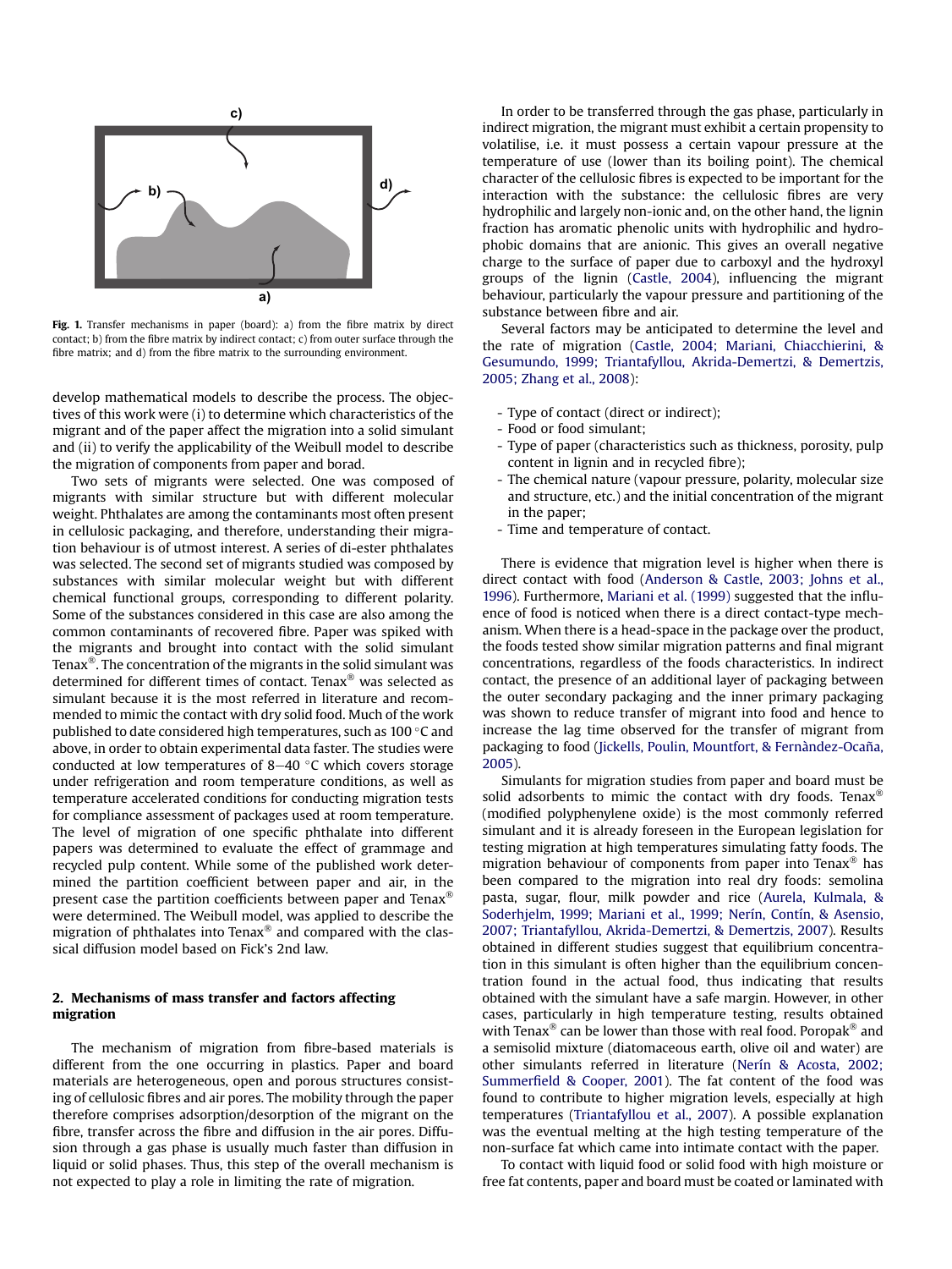c)

b)

d)

a)

**Fig. 1.** Transfer mechanisms in paper (board): a) from the fibre matrix by direct contact; b) from the fibre matrix by indirect contact; c) from outer surface through the fibre matrix; and d) from the fibre matrix to the surrounding environment.

develop mathematical models to describe the process. The objectives of this work were (i) to determine which characteristics of the migrant and of the paper affect the migration into a solid simulant and (ii) to verify the applicability of the Weibull model to describe the migration of components from paper and borad.

Two sets of migrants were selected. One was composed of migrants with similar structure but with different molecular weight. Phthalates are among the contaminants most often present in cellulosic packaging, and therefore, understanding their migration behaviour is of utmost interest. A series of di-ester phthalates was selected. The second set of migrants studied was composed by substances with similar molecular weight but with different chemical functional groups, corresponding to different polarity. Some of the substances considered in this case are also among the common contaminants of recovered fibre. Paper was spiked with the migrants and brought into contact with the solid simulant Tenax®. The concentration of the migrants in the solid simulant was determined for different times of contact. Tenax® was selected as simulant because it is the most referred in literature and recommended to mimic the contact with dry solid food. Much of the work published to date considered high temperatures, such as 100 °C and above, in order to obtain experimental data faster. The studies were conducted at low temperatures of 8–40 °C which covers storage under refrigeration and room temperature conditions, as well as temperature accelerated conditions for conducting migration tests for compliance assessment of packages used at room temperature. The level of migration of one specific phthalate into different papers was determined to evaluate the effect of grammage and recycled pulp content. While some of the published work determined the partition coefficient between paper and air, in the present case the partition coefficients between paper and Tenax® were determined. The Weibull model, was applied to describe the migration of phthalates into Tenax® and compared with the classical diffusion model based on Fick's 2nd law.

## 2. Mechanisms of mass transfer and factors affecting migration

The mechanism of migration from fibre-based materials is different from the one occurring in plastics. Paper and board materials are heterogeneous, open and porous structures consisting of cellulosic fibres and air pores. The mobility through the paper therefore comprises adsorption/desorption of the migrant on the fibre, transfer across the fibre and diffusion in the air pores. Diffusion through a gas phase is usually much faster than diffusion in liquid or solid phases. Thus, this step of the overall mechanism is not expected to play a role in limiting the rate of migration.

In order to be transferred through the gas phase, particularly in indirect migration, the migrant must exhibit a certain propensity to volatilise, i.e. it must possess a certain vapour pressure at the temperature of use (lower than its boiling point). The chemical character of the cellulosic fibres is expected to be important for the interaction with the substance: the cellulosic fibres are very hydrophilic and largely non-ionic and, on the other hand, the lignin fraction has aromatic phenolic units with hydrophilic and hydrophobic domains that are anionic. This gives an overall negative charge to the surface of paper due to carboxyl and the hydroxyl groups of the lignin (Castle, 2004), influencing the migrant behaviour, particularly the vapour pressure and partitioning of the substance between fibre and air.

Several factors may be anticipated to determine the level and the rate of migration (Castle, 2004; Mariani, Chiacchierini, & Gesumundo, 1999; Triantafyllou, Akrida-Demertzi, & Demertzis, 2005; Zhang et al., 2008):

- Type of contact (direct or indirect);
- Food or food simulant;
- Type of paper (characteristics such as thickness, porosity, pulp content in lignin and in recycled fibre);
- The chemical nature (vapour pressure, polarity, molecular size and structure, etc.) and the initial concentration of the migrant in the paper;
- Time and temperature of contact.

There is evidence that migration level is higher when there is direct contact with food (Anderson & Castle, 2003; Johns et al., 1996). Furthermore, Mariani et al. (1999) suggested that the influence of food is noticed when there is a direct contact-type mechanism. When there is a head-space in the package over the product, the foods tested show similar migration patterns and final migrant concentrations, regardless of the foods characteristics. In indirect contact, the presence of an additional layer of packaging between the outer secondary packaging and the inner primary packaging was shown to reduce transfer of migrant into food and hence to increase the lag time observed for the transfer of migrant from packaging to food (Jickells, Poulin, Mountfort, & Fernàndez-Ocaña, 2005).

Simulants for migration studies from paper and board must be solid adsorbents to mimic the contact with dry foods. Tenax® (modified polyphenylene oxide) is the most commonly referred simulant and it is already foreseen in the European legislation for testing migration at high temperatures simulating fatty foods. The migration behaviour of components from paper into Tenax® has been compared to the migration into real dry foods: semolina pasta, sugar, flour, milk powder and rice (Aurela, Kulmala, & Soderhjelm, 1999; Mariani et al., 1999; Nerín, Contín, & Asensio, 2007; Triantafyllou, Akrida-Demertzi, & Demertzis, 2007). Results obtained in different studies suggest that equilibrium concentration in this simulant is often higher than the equilibrium concentration found in the actual food, thus indicating that results obtained with the simulant have a safe margin. However, in other cases, particularly in high temperature testing, results obtained with Tenax® can be lower than those with real food. Poropak® and a semisolid mixture (diatomaceous earth, olive oil and water) are other simulants referred in literature (Nerín & Acosta, 2002; Summerfield & Cooper, 2001). The fat content of the food was found to contribute to higher migration levels, especially at high temperatures (Triantafyllou et al., 2007). A possible explanation was the eventual melting at the high testing temperature of the non-surface fat which came into intimate contact with the paper.

To contact with liquid food or solid food with high moisture or free fat contents, paper and board must be coated or laminated with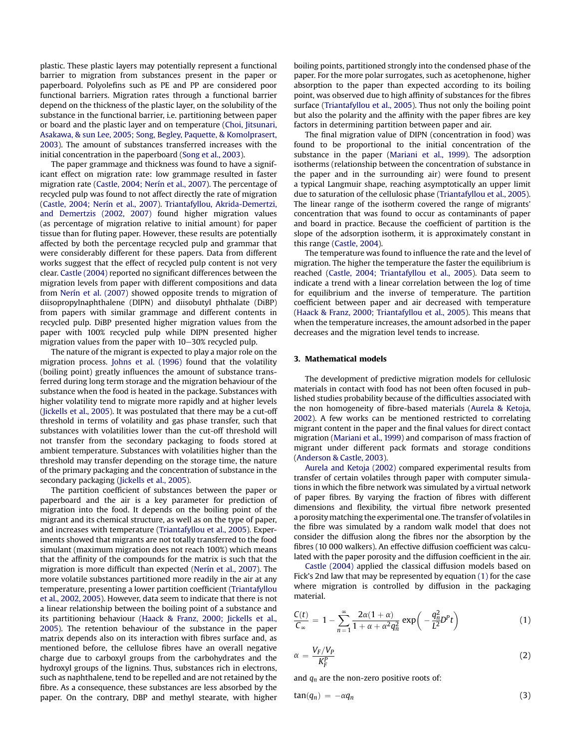plastic. These plastic layers may potentially represent a functional barrier to migration from substances present in the paper or paperboard. Polyolefins such as PE and PP are considered poor functional barriers. Migration rates through a functional barrier depend on the thickness of the plastic layer, on the solubility of the substance in the functional barrier, i.e. partitioning between paper or board and the plastic layer and on temperature (Choi, Jitsunari, Asakawa, & sun Lee, 2005; Song, Begley, Paquette, & Komolprasert, 2003). The amount of substances transferred increases with the initial concentration in the paperboard (Song et al., 2003).

The paper grammage and thickness was found to have a significant effect on migration rate: low grammage resulted in faster migration rate (Castle, 2004; Nerín et al., 2007). The percentage of recycled pulp was found to not affect directly the rate of migration (Castle, 2004; Nerín et al., 2007). Triantafyllou, Akrida-Demertzi, and Demertzis (2002, 2007) found higher migration values (as percentage of migration relative to initial amount) for paper tissue than for fluting paper. However, these results are potentially affected by both the percentage recycled pulp and grammar that were considerably different for these papers. Data from different works suggest that the effect of recycled pulp content is not very clear. Castle (2004) reported no significant differences between the migration levels from paper with different compositions and data from Nerín et al. (2007) showed opposite trends to migration of diisopropylnaphthalene (DIPN) and diisobutyl phthalate (DiBP) from papers with similar grammage and different contents in recycled pulp. DiBP presented higher migration values from the paper with 100% recycled pulp while DIPN presented higher migration values from the paper with 10–30% recycled pulp.

The nature of the migrant is expected to play a major role on the migration process. Johns et al. (1996) found that the volatility (boiling point) greatly influences the amount of substance transferred during long term storage and the migration behaviour of the substance when the food is heated in the package. Substances with higher volatility tend to migrate more rapidly and at higher levels (Jickells et al., 2005). It was postulated that there may be a cut-off threshold in terms of volatility and gas phase transfer, such that substances with volatilities lower than the cut-off threshold will not transfer from the secondary packaging to foods stored at ambient temperature. Substances with volatilities higher than the threshold may transfer depending on the storage time, the nature of the primary packaging and the concentration of substance in the secondary packaging (Jickells et al., 2005).

The partition coefficient of substances between the paper or paperboard and the air is a key parameter for prediction of migration into the food. It depends on the boiling point of the migrant and its chemical structure, as well as on the type of paper, and increases with temperature (Triantafyllou et al., 2005). Experiments showed that migrants are not totally transferred to the food simulant (maximum migration does not reach 100%) which means that the affinity of the compounds for the matrix is such that the migration is more difficult than expected (Nerín et al., 2007). The more volatile substances partitioned more readily in the air at any temperature, presenting a lower partition coefficient (Triantafyllou et al., 2002, 2005). However, data seem to indicate that there is not a linear relationship between the boiling point of a substance and its partitioning behaviour (Haack & Franz, 2000; Jickells et al., 2005). The retention behaviour of the substance in the paper matrix depends also on its interaction with fibres surface and, as mentioned before, the cellulose fibres have an overall negative charge due to carboxyl groups from the carbohydrates and the hydroxyl groups of the lignins. Thus, substances rich in electrons, such as naphthalene, tend to be repelled and are not retained by the fibre. As a consequence, these substances are less absorbed by the paper. On the contrary, DBP and methyl stearate, with higher boiling points, partitioned strongly into the condensed phase of the paper. For the more polar surrogates, such as acetophenone, higher absorption to the paper than expected according to its boiling point, was observed due to high affinity of substances for the fibres surface (Triantafyllou et al., 2005). Thus not only the boiling point but also the polarity and the affinity with the paper fibres are key factors in determining partition between paper and air.

The final migration value of DIPN (concentration in food) was found to be proportional to the initial concentration of the substance in the paper (Mariani et al., 1999). The adsorption isotherms (relationship between the concentration of substance in the paper and in the surrounding air) were found to present a typical Langmuir shape, reaching asymptotically an upper limit due to saturation of the cellulosic phase (Triantafyllou et al., 2005). The linear range of the isotherm covered the range of migrants' concentration that was found to occur as contaminants of paper and board in practice. Because the coefficient of partition is the slope of the adsorption isotherm, it is approximately constant in this range (Castle, 2004).

The temperature was found to influence the rate and the level of migration. The higher the temperature the faster the equilibrium is reached (Castle, 2004; Triantafyllou et al., 2005). Data seem to indicate a trend with a linear correlation between the log of time for equilibrium and the inverse of temperature. The partition coefficient between paper and air decreased with temperature (Haack & Franz, 2000; Triantafyllou et al., 2005). This means that when the temperature increases, the amount adsorbed in the paper decreases and the migration level tends to increase.

## 3. Mathematical models

The development of predictive migration models for cellulosic materials in contact with food has not been often focused in published studies probability because of the difficulties associated with the non homogeneity of fibre-based materials (Aurela & Ketoja, 2002). A few works can be mentioned restricted to correlating migrant content in the paper and the final values for direct contact migration (Mariani et al., 1999) and comparison of mass fraction of migrant under different pack formats and storage conditions (Anderson & Castle, 2003).

Aurela and Ketoja (2002) compared experimental results from transfer of certain volatiles through paper with computer simulations in which the fibre network was simulated by a virtual network of paper fibres. By varying the fraction of fibres with different dimensions and flexibility, the virtual fibre network presented a porosity matching the experimental one. The transfer of volatiles in the fibre was simulated by a random walk model that does not consider the diffusion along the fibres nor the absorption by the fibres (10 000 walkers). An effective diffusion coefficient was calculated with the paper porosity and the diffusion coefficient in the air.

Castle (2004) applied the classical diffusion models based on Fick's 2nd law that may be represented by equation (1) for the case where migration is controlled by diffusion in the packaging material.

$$\frac{C(t)}{C_\infty} = 1 - \sum_{n=1}^{\infty} \frac{2\alpha(1+\alpha)}{1+\alpha+\alpha^2 q_n^2} \exp\left(-\frac{q_n^2}{L^2} D^P t\right) \tag{1}$$

$$\alpha = \frac{V_F/V_P}{K_F^P} \tag{2}$$

and $q_n$ are the non-zero positive roots of:

$$\tan(q_n) = -\alpha q_n \tag{3}$$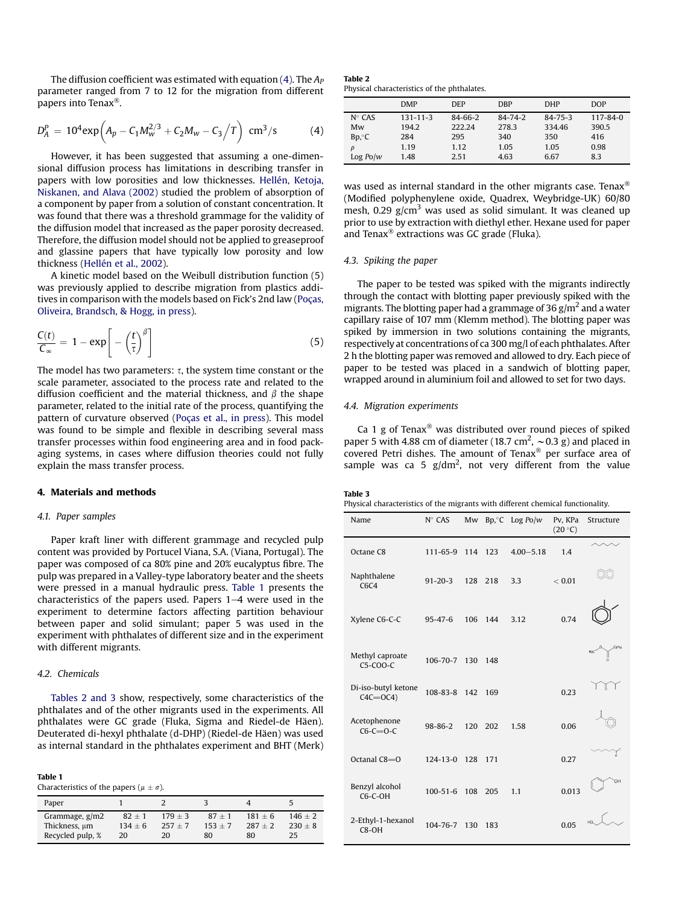The diffusion coefficient was estimated with equation (4). The $A_P$ parameter ranged from 7 to 12 for the migration from different papers into Tenax®.

$$D_A^P = 10^4 \exp\left(A_p - C_1 M_w^{2/3} + C_2 M_w - C_3/T\right) \ \text{cm}^3/\text{s} \qquad (4)$$

However, it has been suggested that assuming a one-dimensional diffusion process has limitations in describing transfer in papers with low porosities and low thicknesses. Hellén, Ketoja, Niskanen, and Alava (2002) studied the problem of absorption of a component by paper from a solution of constant concentration. It was found that there was a threshold grammage for the validity of the diffusion model that increased as the paper porosity decreased. Therefore, the diffusion model should not be applied to greaseproof and glassine papers that have typically low porosity and low thickness (Hellén et al., 2002).

A kinetic model based on the Weibull distribution function (5) was previously applied to describe migration from plastics additives in comparison with the models based on Fick's 2nd law (Poças, Oliveira, Brandsch, & Hogg, in press).

$$\frac{C(t)}{C_\infty} = 1 - \exp\left[-\left(\frac{t}{\tau}\right)^\beta\right] \qquad (5)$$

The model has two parameters: $\tau$, the system time constant or the scale parameter, associated to the process rate and related to the diffusion coefficient and the material thickness, and $\beta$ the shape parameter, related to the initial rate of the process, quantifying the pattern of curvature observed (Poças et al., in press). This model was found to be simple and flexible in describing several mass transfer processes within food engineering area and in food packaging systems, in cases where diffusion theories could not fully explain the mass transfer process.

## 4. Materials and methods

### 4.1. Paper samples

Paper kraft liner with different grammage and recycled pulp content was provided by Portucel Viana, S.A. (Viana, Portugal). The paper was composed of ca 80% pine and 20% eucalyptus fibre. The pulp was prepared in a Valley-type laboratory beater and the sheets were pressed in a manual hydraulic press. Table 1 presents the characteristics of the papers used. Papers 1–4 were used in the experiment to determine factors affecting partition behaviour between paper and solid simulant; paper 5 was used in the experiment with phthalates of different size and in the experiment with different migrants.

### 4.2. Chemicals

Tables 2 and 3 show, respectively, some characteristics of the phthalates and of the other migrants used in the experiments. All phthalates were GC grade (Fluka, Sigma and Riedel-de Häen). Deuterated di-hexyl phthalate (d-DHP) (Riedel-de Häen) was used as internal standard in the phthalates experiment and BHT (Merk) was used as internal standard in the other migrants case. Tenax® (Modified polyphenylene oxide, Quadrex, Weybridge-UK) 60/80 mesh, 0.29 g/cm$^3$ was used as solid simulant. It was cleaned up prior to use by extraction with diethyl ether. Hexane used for paper and Tenax® extractions was GC grade (Fluka).

**Table 1**
Characteristics of the papers ($\mu \pm \sigma$).

| Paper | 1 | 2 | 3 | 4 | 5 |
|---|---|---|---|---|---|
| Grammage, g/m2 | 82 ± 1 | 179 ± 3 | 87 ± 1 | 181 ± 6 | 146 ± 2 |
| Thickness, μm | 134 ± 6 | 257 ± 7 | 153 ± 7 | 287 ± 2 | 230 ± 8 |
| Recycled pulp, % | 20 | 20 | 80 | 80 | 25 |

**Table 2**
Physical characteristics of the phthalates.

| | DMP | DEP | DBP | DHP | DOP |
|---|---|---|---|---|---|
| N° CAS | 131-11-3 | 84-66-2 | 84-74-2 | 84-75-3 | 117-84-0 |
| Mw | 194.2 | 222.24 | 278.3 | 334.46 | 390.5 |
| Bp,°C | 284 | 295 | 340 | 350 | 416 |
| $\rho$ | 1.19 | 1.12 | 1.05 | 1.05 | 0.98 |
| Log Po/w | 1.48 | 2.51 | 4.63 | 6.67 | 8.3 |

### 4.3. Spiking the paper

The paper to be tested was spiked with the migrants indirectly through the contact with blotting paper previously spiked with the migrants. The blotting paper had a grammage of 36 g/m$^2$ and a water capillary raise of 107 mm (Klemm method). The blotting paper was spiked by immersion in two solutions containing the migrants, respectively at concentrations of ca 300 mg/l of each phthalates. After 2 h the blotting paper was removed and allowed to dry. Each piece of paper to be tested was placed in a sandwich of blotting paper, wrapped around in aluminium foil and allowed to set for two days.

### 4.4. Migration experiments

Ca 1 g of Tenax® was distributed over round pieces of spiked paper 5 with 4.88 cm of diameter (18.7 cm$^2$, ~0.3 g) and placed in covered Petri dishes. The amount of Tenax® per surface area of sample was ca 5 g/dm$^2$, not very different from the value

**Table 3**
Physical characteristics of the migrants with different chemical functionality.

| Name | N° CAS | Mw | Bp,°C | Log Po/w | Pv, KPa (20 °C) | Structure |
|---|---|---|---|---|---|---|
| Octane C8 | 111-65-9 | 114 | 123 | 4.00–5.18 | 1.4 | |
| Naphthalene C6C4 | 91-20-3 | 128 | 218 | 3.3 | < 0.01 | |
| Xylene C6-C-C | 95-47-6 | 106 | 144 | 3.12 | 0.74 | |
| Methyl caproate C5-COO-C | 106-70-7 | 130 | 148 | | | |
| Di-iso-butyl ketone C4C=OC4) | 108-83-8 | 142 | 169 | | 0.23 | |
| Acetophenone C6-C=O-C | 98-86-2 | 120 | 202 | 1.58 | 0.06 | |
| Octanal C8=O | 124-13-0 | 128 | 171 | | 0.27 | |
| Benzyl alcohol C6-C-OH | 100-51-6 | 108 | 205 | 1.1 | 0.013 | |
| 2-Ethyl-1-hexanol C8-OH | 104-76-7 | 130 | 183 | | 0.05 | |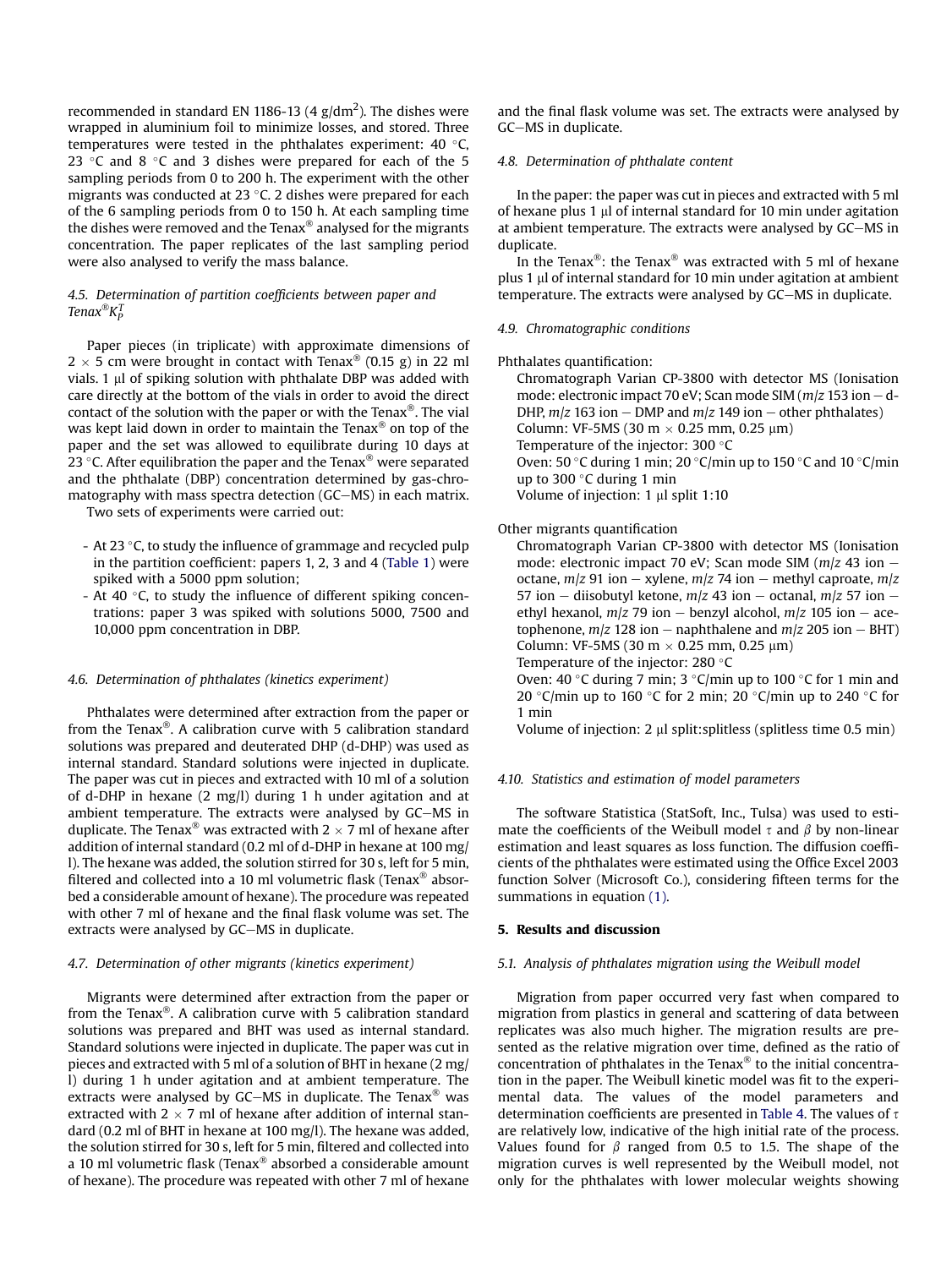recommended in standard EN 1186-13 (4 g/dm$^2$). The dishes were wrapped in aluminium foil to minimize losses, and stored. Three temperatures were tested in the phthalates experiment: 40 °C, 23 °C and 8 °C and 3 dishes were prepared for each of the 5 sampling periods from 0 to 200 h. The experiment with the other migrants was conducted at 23 °C. 2 dishes were prepared for each of the 6 sampling periods from 0 to 150 h. At each sampling time the dishes were removed and the Tenax® analysed for the migrants concentration. The paper replicates of the last sampling period were also analysed to verify the mass balance.

### 4.5. Determination of partition coefficients between paper and Tenax®$K_P^T$

Paper pieces (in triplicate) with approximate dimensions of 2 × 5 cm were brought in contact with Tenax® (0.15 g) in 22 ml vials. 1 μl of spiking solution with phthalate DBP was added with care directly at the bottom of the vials in order to avoid the direct contact of the solution with the paper or with the Tenax®. The vial was kept laid down in order to maintain the Tenax® on top of the paper and the set was allowed to equilibrate during 10 days at 23 °C. After equilibration the paper and the Tenax® were separated and the phthalate (DBP) concentration determined by gas-chromatography with mass spectra detection (GC–MS) in each matrix.

Two sets of experiments were carried out:

- At 23 °C, to study the influence of grammage and recycled pulp in the partition coefficient: papers 1, 2, 3 and 4 (Table 1) were spiked with a 5000 ppm solution;
- At 40 °C, to study the influence of different spiking concentrations: paper 3 was spiked with solutions 5000, 7500 and 10,000 ppm concentration in DBP.

### 4.6. Determination of phthalates (kinetics experiment)

Phthalates were determined after extraction from the paper or from the Tenax®. A calibration curve with 5 calibration standard solutions was prepared and deuterated DHP (d-DHP) was used as internal standard. Standard solutions were injected in duplicate. The paper was cut in pieces and extracted with 10 ml of a solution of d-DHP in hexane (2 mg/l) during 1 h under agitation and at ambient temperature. The extracts were analysed by GC–MS in duplicate. The Tenax® was extracted with 2 × 7 ml of hexane after addition of internal standard (0.2 ml of d-DHP in hexane at 100 mg/l). The hexane was added, the solution stirred for 30 s, left for 5 min, filtered and collected into a 10 ml volumetric flask (Tenax® absorbed a considerable amount of hexane). The procedure was repeated with other 7 ml of hexane and the final flask volume was set. The extracts were analysed by GC–MS in duplicate.

### 4.7. Determination of other migrants (kinetics experiment)

Migrants were determined after extraction from the paper or from the Tenax®. A calibration curve with 5 calibration standard solutions was prepared and BHT was used as internal standard. Standard solutions were injected in duplicate. The paper was cut in pieces and extracted with 5 ml of a solution of BHT in hexane (2 mg/l) during 1 h under agitation and at ambient temperature. The extracts were analysed by GC–MS in duplicate. The Tenax® was extracted with 2 × 7 ml of hexane after addition of internal standard (0.2 ml of BHT in hexane at 100 mg/l). The hexane was added, the solution stirred for 30 s, left for 5 min, filtered and collected into a 10 ml volumetric flask (Tenax® absorbed a considerable amount of hexane). The procedure was repeated with other 7 ml of hexane and the final flask volume was set. The extracts were analysed by GC–MS in duplicate.

### 4.8. Determination of phthalate content

In the paper: the paper was cut in pieces and extracted with 5 ml of hexane plus 1 μl of internal standard for 10 min under agitation at ambient temperature. The extracts were analysed by GC–MS in duplicate.

In the Tenax®: the Tenax® was extracted with 5 ml of hexane plus 1 μl of internal standard for 10 min under agitation at ambient temperature. The extracts were analysed by GC–MS in duplicate.

### 4.9. Chromatographic conditions

Phthalates quantification:

Chromatograph Varian CP-3800 with detector MS (Ionisation mode: electronic impact 70 eV; Scan mode SIM (*m*/*z* 153 ion – d-DHP, *m*/*z* 163 ion – DMP and *m*/*z* 149 ion – other phthalates)
Column: VF-5MS (30 m × 0.25 mm, 0.25 μm)
Temperature of the injector: 300 °C
Oven: 50 °C during 1 min; 20 °C/min up to 150 °C and 10 °C/min up to 300 °C during 1 min
Volume of injection: 1 μl split 1:10

Other migrants quantification

Chromatograph Varian CP-3800 with detector MS (Ionisation mode: electronic impact 70 eV; Scan mode SIM (*m*/*z* 43 ion – octane, *m*/*z* 91 ion – xylene, *m*/*z* 74 ion – methyl caproate, *m*/*z* 57 ion – diisobutyl ketone, *m*/*z* 43 ion – octanal, *m*/*z* 57 ion – ethyl hexanol, *m*/*z* 79 ion – benzyl alcohol, *m*/*z* 105 ion – acetophenone, *m*/*z* 128 ion – naphthalene and *m*/*z* 205 ion – BHT)
Column: VF-5MS (30 m × 0.25 mm, 0.25 μm)
Temperature of the injector: 280 °C
Oven: 40 °C during 7 min; 3 °C/min up to 100 °C for 1 min and 20 °C/min up to 160 °C for 2 min; 20 °C/min up to 240 °C for 1 min
Volume of injection: 2 μl split:splitless (splitless time 0.5 min)

### 4.10. Statistics and estimation of model parameters

The software Statistica (StatSoft, Inc., Tulsa) was used to estimate the coefficients of the Weibull model $\tau$ and $\beta$ by non-linear estimation and least squares as loss function. The diffusion coefficients of the phthalates were estimated using the Office Excel 2003 function Solver (Microsoft Co.), considering fifteen terms for the summations in equation (1).

## 5. Results and discussion

### 5.1. Analysis of phthalates migration using the Weibull model

Migration from paper occurred very fast when compared to migration from plastics in general and scattering of data between replicates was also much higher. The migration results are presented as the relative migration over time, defined as the ratio of concentration of phthalates in the Tenax® to the initial concentration in the paper. The Weibull kinetic model was fit to the experimental data. The values of the model parameters and determination coefficients are presented in Table 4. The values of $\tau$ are relatively low, indicative of the high initial rate of the process. Values found for $\beta$ ranged from 0.5 to 1.5. The shape of the migration curves is well represented by the Weibull model, not only for the phthalates with lower molecular weights showing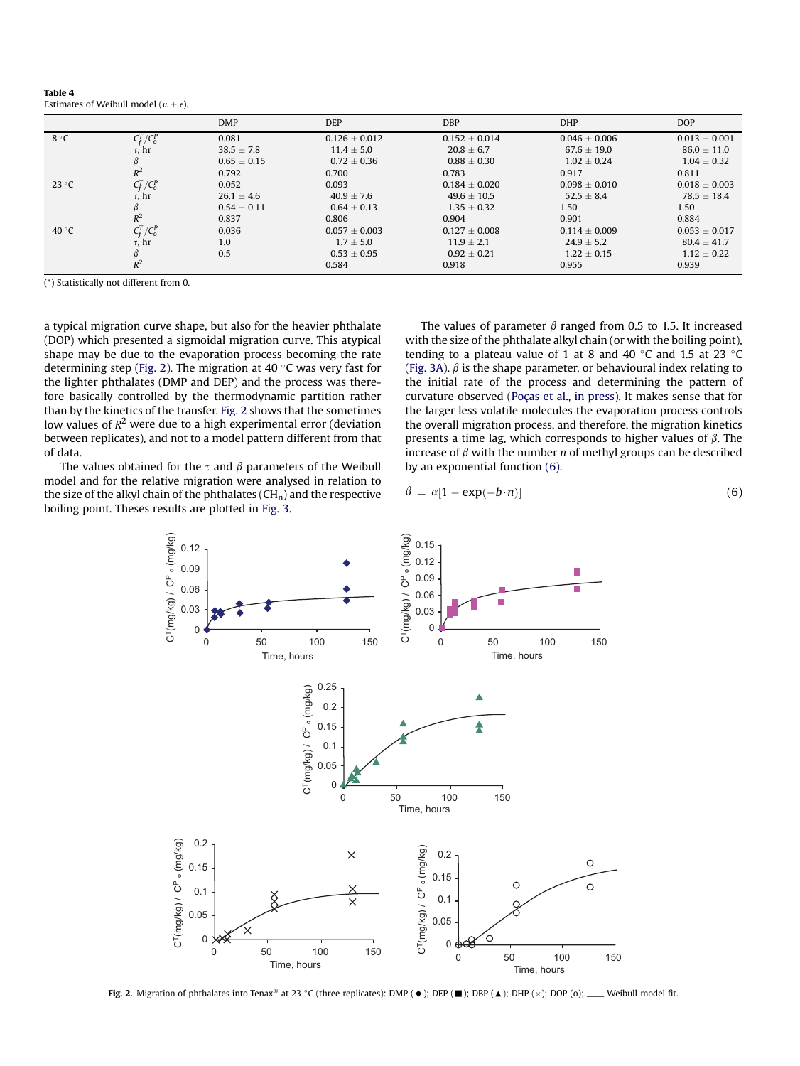**Table 4**
Estimates of Weibull model ($\mu \pm \epsilon$).

| | | DMP | DEP | DBP | DHP | DOP |
|---|---|---|---|---|---|---|
| 8 °C | $C_f^T/C_o^P$ | 0.081 | 0.126 ± 0.012 | 0.152 ± 0.014 | 0.046 ± 0.006 | 0.013 ± 0.001 |
| | $\tau$, hr | 38.5 ± 7.8 | 11.4 ± 5.0 | 20.8 ± 6.7 | 67.6 ± 19.0 | 86.0 ± 11.0 |
| | $\beta$ | 0.65 ± 0.15 | 0.72 ± 0.36 | 0.88 ± 0.30 | 1.02 ± 0.24 | 1.04 ± 0.32 |
| | $R^2$ | 0.792 | 0.700 | 0.783 | 0.917 | 0.811 |
| 23 °C | $C_f^T/C_o^P$ | 0.052 | 0.093 | 0.184 ± 0.020 | 0.098 ± 0.010 | 0.018 ± 0.003 |
| | $\tau$, hr | 26.1 ± 4.6 | 40.9 ± 7.6 | 49.6 ± 10.5 | 52.5 ± 8.4 | 78.5 ± 18.4 |
| | $\beta$ | 0.54 ± 0.11 | 0.64 ± 0.13 | 1.35 ± 0.32 | 1.50 | 1.50 |
| | $R^2$ | 0.837 | 0.806 | 0.904 | 0.901 | 0.884 |
| 40 °C | $C_f^T/C_o^P$ | 0.036 | 0.057 ± 0.003 | 0.127 ± 0.008 | 0.114 ± 0.009 | 0.053 ± 0.017 |
| | $\tau$, hr | 1.0 | 1.7 ± 5.0 | 11.9 ± 2.1 | 24.9 ± 5.2 | 80.4 ± 41.7 |
| | $\beta$ | 0.5 | 0.53 ± 0.95 | 0.92 ± 0.21 | 1.22 ± 0.15 | 1.12 ± 0.22 |
| | $R^2$ | | 0.584 | 0.918 | 0.955 | 0.939 |

(*) Statistically not different from 0.

a typical migration curve shape, but also for the heavier phthalate (DOP) which presented a sigmoidal migration curve. This atypical shape may be due to the evaporation process becoming the rate determining step (Fig. 2). The migration at 40 °C was very fast for the lighter phthalates (DMP and DEP) and the process was therefore basically controlled by the thermodynamic partition rather than by the kinetics of the transfer. Fig. 2 shows that the sometimes low values of $R^2$ were due to a high experimental error (deviation between replicates), and not to a model pattern different from that of data.

The values obtained for the $\tau$ and $\beta$ parameters of the Weibull model and for the relative migration were analysed in relation to the size of the alkyl chain of the phthalates ($CH_n$) and the respective boiling point. Theses results are plotted in Fig. 3.

The values of parameter $\beta$ ranged from 0.5 to 1.5. It increased with the size of the phthalate alkyl chain (or with the boiling point), tending to a plateau value of 1 at 8 and 40 °C and 1.5 at 23 °C (Fig. 3A). $\beta$ is the shape parameter, or behavioural index relating to the initial rate of the process and determining the pattern of curvature observed (Poças et al., in press). It makes sense that for the larger less volatile molecules the evaporation process controls the overall migration process, and therefore, the migration kinetics presents a time lag, which corresponds to higher values of $\beta$. The increase of $\beta$ with the number $n$ of methyl groups can be described by an exponential function (6).

$$\beta = \alpha[1 - \exp(-b \cdot n)] \tag{6}$$

**Fig. 2.** Migration of phthalates into Tenax® at 23 °C (three replicates): DMP (◆); DEP (■); DBP (▲); DHP (×); DOP (o); ____ Weibull model fit.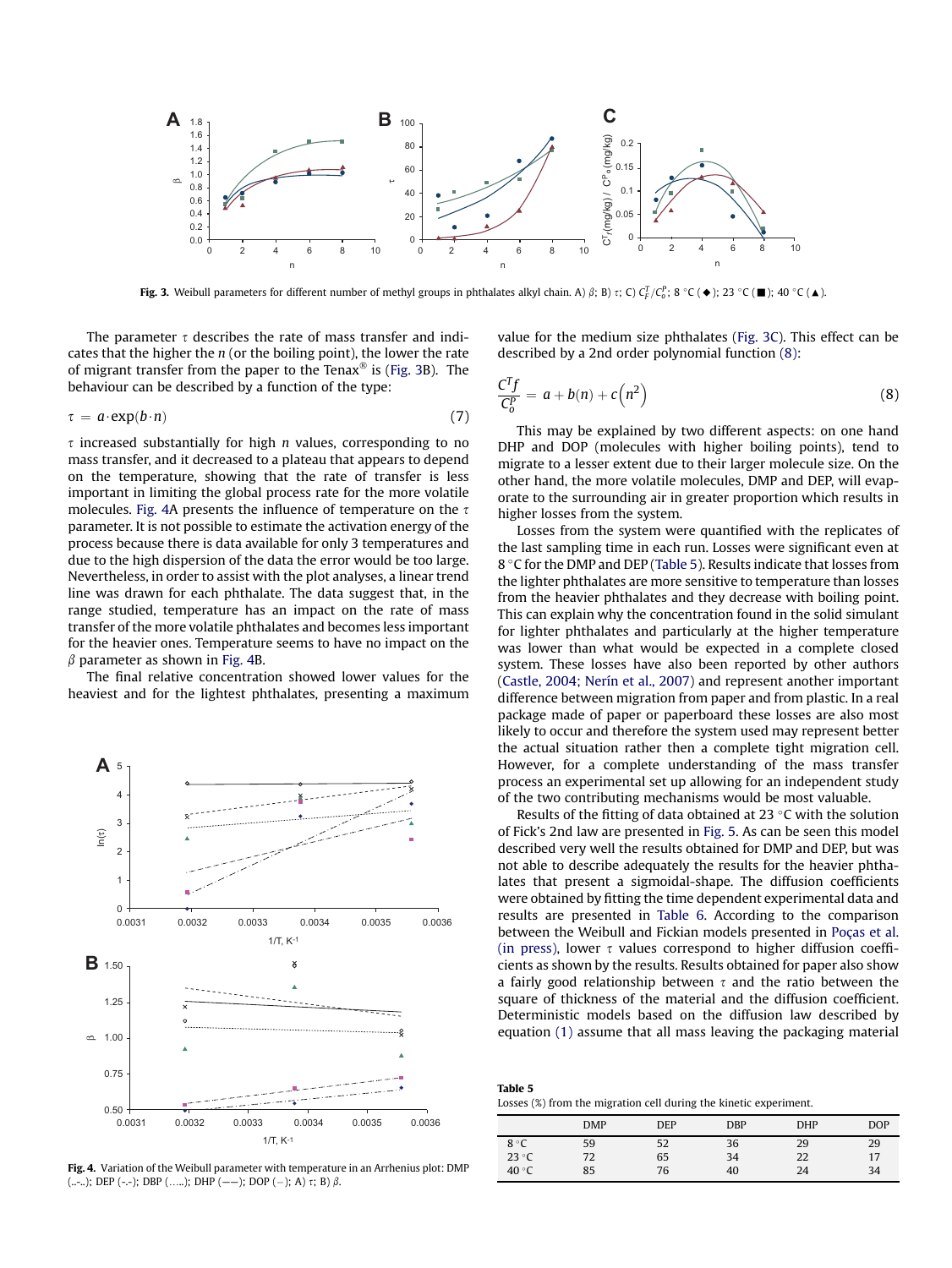Fig. 3. Weibull parameters for different number of methyl groups in phthalates alkyl chain. A) $\beta$; B) $\tau$; C) $C_F^T/C_o^P$; 8 °C (◆); 23 °C (■); 40 °C (▲).

The parameter $\tau$ describes the rate of mass transfer and indicates that the higher the $n$ (or the boiling point), the lower the rate of migrant transfer from the paper to the Tenax® is (Fig. 3B). The behaviour can be described by a function of the type:

$$\tau = a \cdot \exp(b \cdot n) \tag{7}$$

$\tau$ increased substantially for high $n$ values, corresponding to no mass transfer, and it decreased to a plateau that appears to depend on the temperature, showing that the rate of transfer is less important in limiting the global process rate for the more volatile molecules. Fig. 4A presents the influence of temperature on the $\tau$ parameter. It is not possible to estimate the activation energy of the process because there is data available for only 3 temperatures and due to the high dispersion of the data the error would be too large. Nevertheless, in order to assist with the plot analyses, a linear trend line was drawn for each phthalate. The data suggest that, in the range studied, temperature has an impact on the rate of mass transfer of the more volatile phthalates and becomes less important for the heavier ones. Temperature seems to have no impact on the $\beta$ parameter as shown in Fig. 4B.

The final relative concentration showed lower values for the heaviest and for the lightest phthalates, presenting a maximum value for the medium size phthalates (Fig. 3C). This effect can be described by a 2nd order polynomial function (8):

$$\frac{C^T f}{C_o^P} = a + b(n) + c\left(n^2\right) \tag{8}$$

This may be explained by two different aspects: on one hand DHP and DOP (molecules with higher boiling points), tend to migrate to a lesser extent due to their larger molecule size. On the other hand, the more volatile molecules, DMP and DEP, will evaporate to the surrounding air in greater proportion which results in higher losses from the system.

Losses from the system were quantified with the replicates of the last sampling time in each run. Losses were significant even at 8 °C for the DMP and DEP (Table 5). Results indicate that losses from the lighter phthalates are more sensitive to temperature than losses from the heavier phthalates and they decrease with boiling point. This can explain why the concentration found in the solid simulant for lighter phthalates and particularly at the higher temperature was lower than what would be expected in a complete closed system. These losses have also been reported by other authors (Castle, 2004; Nerín et al., 2007) and represent another important difference between migration from paper and from plastic. In a real package made of paper or paperboard these losses are also most likely to occur and therefore the system used may represent better the actual situation rather then a complete tight migration cell. However, for a complete understanding of the mass transfer process an experimental set up allowing for an independent study of the two contributing mechanisms would be most valuable.

Results of the fitting of data obtained at 23 °C with the solution of Fick's 2nd law are presented in Fig. 5. As can be seen this model described very well the results obtained for DMP and DEP, but was not able to describe adequately the results for the heavier phthalates that present a sigmoidal-shape. The diffusion coefficients were obtained by fitting the time dependent experimental data and results are presented in Table 6. According to the comparison between the Weibull and Fickian models presented in Poças et al. (in press), lower $\tau$ values correspond to higher diffusion coefficients as shown by the results. Results obtained for paper also show a fairly good relationship between $\tau$ and the ratio between the square of thickness of the material and the diffusion coefficient. Deterministic models based on the diffusion law described by equation (1) assume that all mass leaving the packaging material

Fig. 4. Variation of the Weibull parameter with temperature in an Arrhenius plot: DMP (..-..); DEP (-.-); DBP (.....); DHP (——); DOP (–); A) $\tau$; B) $\beta$.

**Table 5**
Losses (%) from the migration cell during the kinetic experiment.

| | DMP | DEP | DBP | DHP | DOP |
|---|---|---|---|---|---|
| 8 °C | 59 | 52 | 36 | 29 | 29 |
| 23 °C | 72 | 65 | 34 | 22 | 17 |
| 40 °C | 85 | 76 | 40 | 24 | 34 |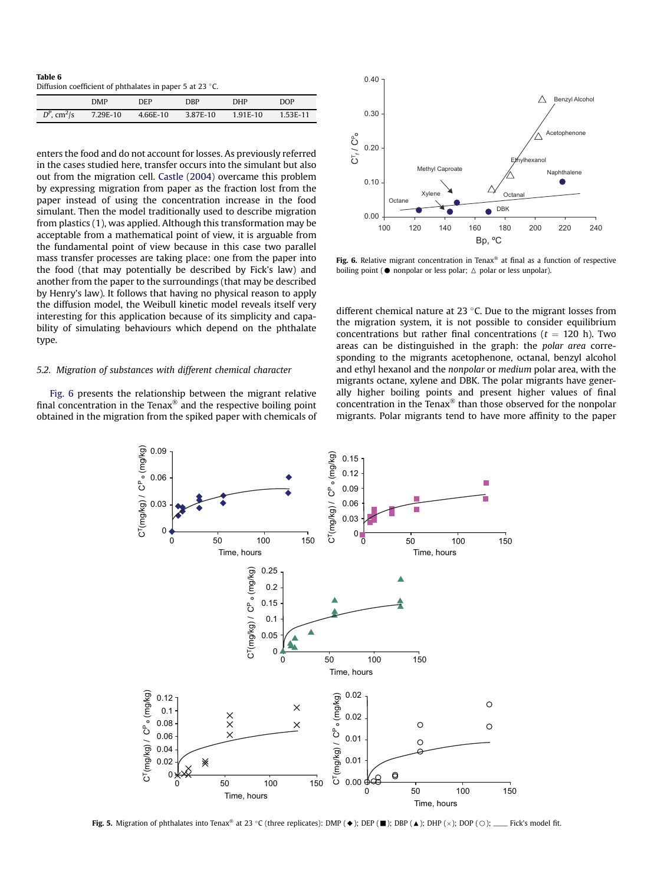**Table 6**
Diffusion coefficient of phthalates in paper 5 at 23 °C.

| | DMP | DEP | DBP | DHP | DOP |
|---|---|---|---|---|---|
| $D^P$, cm$^2$/s | 7.29E-10 | 4.66E-10 | 3.87E-10 | 1.91E-10 | 1.53E-11 |

enters the food and do not account for losses. As previously referred in the cases studied here, transfer occurs into the simulant but also out from the migration cell. Castle (2004) overcame this problem by expressing migration from paper as the fraction lost from the paper instead of using the concentration increase in the food simulant. Then the model traditionally used to describe migration from plastics (1), was applied. Although this transformation may be acceptable from a mathematical point of view, it is arguable from the fundamental point of view because in this case two parallel mass transfer processes are taking place: one from the paper into the food (that may potentially be described by Fick's law) and another from the paper to the surroundings (that may be described by Henry's law). It follows that having no physical reason to apply the diffusion model, the Weibull kinetic model reveals itself very interesting for this application because of its simplicity and capability of simulating behaviours which depend on the phthalate type.

### 5.2. Migration of substances with different chemical character

Fig. 6 presents the relationship between the migrant relative final concentration in the Tenax® and the respective boiling point obtained in the migration from the spiked paper with chemicals of different chemical nature at 23 °C. Due to the migrant losses from the migration system, it is not possible to consider equilibrium concentrations but rather final concentrations ($t$ = 120 h). Two areas can be distinguished in the graph: the *polar area* corresponding to the migrants acetophenone, octanal, benzyl alcohol and ethyl hexanol and the *nonpolar* or *medium* polar area, with the migrants octane, xylene and DBK. The polar migrants have generally higher boiling points and present higher values of final concentration in the Tenax® than those observed for the nonpolar migrants. Polar migrants tend to have more affinity to the paper

**Fig. 6.** Relative migrant concentration in Tenax® at final as a function of respective boiling point (● nonpolar or less polar; △ polar or less unpolar).

**Fig. 5.** Migration of phthalates into Tenax® at 23 °C (three replicates): DMP (◆); DEP (■); DBP (▲); DHP (×); DOP (○); ____ Fick's model fit.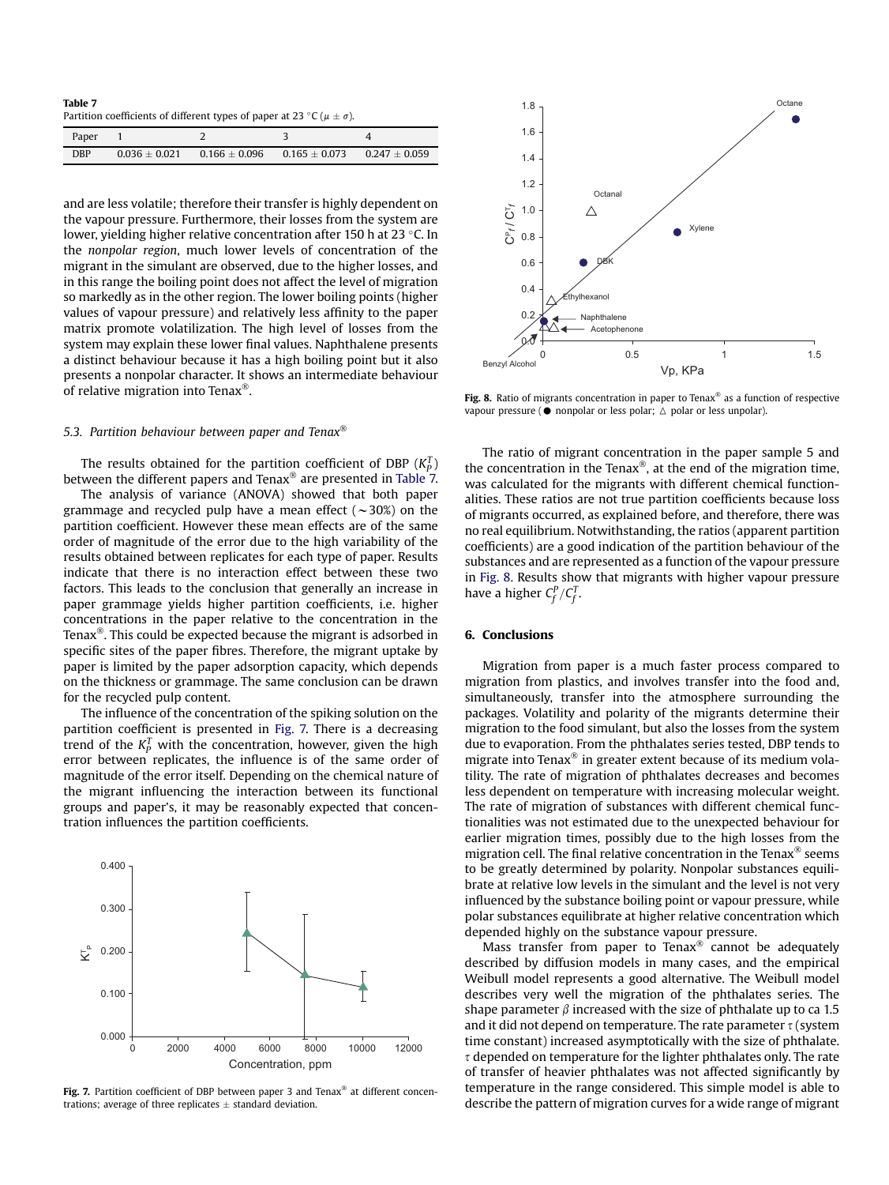**Table 7**
Partition coefficients of different types of paper at 23 °C ($\mu \pm \sigma$).

| Paper | 1 | 2 | 3 | 4 |
|---|---|---|---|---|
| DBP | 0.036 ± 0.021 | 0.166 ± 0.096 | 0.165 ± 0.073 | 0.247 ± 0.059 |

and are less volatile; therefore their transfer is highly dependent on the vapour pressure. Furthermore, their losses from the system are lower, yielding higher relative concentration after 150 h at 23 °C. In the *nonpolar region*, much lower levels of concentration of the migrant in the simulant are observed, due to the higher losses, and in this range the boiling point does not affect the level of migration so markedly as in the other region. The lower boiling points (higher values of vapour pressure) and relatively less affinity to the paper matrix promote volatilization. The high level of losses from the system may explain these lower final values. Naphthalene presents a distinct behaviour because it has a high boiling point but it also presents a nonpolar character. It shows an intermediate behaviour of relative migration into Tenax®.

### 5.3. Partition behaviour between paper and Tenax®

The results obtained for the partition coefficient of DBP ($K_P^T$) between the different papers and Tenax® are presented in Table 7.

The analysis of variance (ANOVA) showed that both paper grammage and recycled pulp have a mean effect (~30%) on the partition coefficient. However these mean effects are of the same order of magnitude of the error due to the high variability of the results obtained between replicates for each type of paper. Results indicate that there is no interaction effect between these two factors. This leads to the conclusion that generally an increase in paper grammage yields higher partition coefficients, i.e. higher concentrations in the paper relative to the concentration in the Tenax®. This could be expected because the migrant is adsorbed in specific sites of the paper fibres. Therefore, the migrant uptake by paper is limited by the paper adsorption capacity, which depends on the thickness or grammage. The same conclusion can be drawn for the recycled pulp content.

The influence of the concentration of the spiking solution on the partition coefficient is presented in Fig. 7. There is a decreasing trend of the $K_P^T$ with the concentration, however, given the high error between replicates, the influence is of the same order of magnitude of the error itself. Depending on the chemical nature of the migrant influencing the interaction between its functional groups and paper's, it may be reasonably expected that concentration influences the partition coefficients.

**Fig. 7.** Partition coefficient of DBP between paper 3 and Tenax® at different concentrations; average of three replicates ± standard deviation.

**Fig. 8.** Ratio of migrants concentration in paper to Tenax® as a function of respective vapour pressure (● nonpolar or less polar; △ polar or less unpolar).

The ratio of migrant concentration in the paper sample 5 and the concentration in the Tenax®, at the end of the migration time, was calculated for the migrants with different chemical functionalities. These ratios are not true partition coefficients because loss of migrants occurred, as explained before, and therefore, there was no real equilibrium. Notwithstanding, the ratios (apparent partition coefficients) are a good indication of the partition behaviour of the substances and are represented as a function of the vapour pressure in Fig. 8. Results show that migrants with higher vapour pressure have a higher $C_f^P/C_f^T$.

## 6. Conclusions

Migration from paper is a much faster process compared to migration from plastics, and involves transfer into the food and, simultaneously, transfer into the atmosphere surrounding the packages. Volatility and polarity of the migrants determine their migration to the food simulant, but also the losses from the system due to evaporation. From the phthalates series tested, DBP tends to migrate into Tenax® in greater extent because of its medium volatility. The rate of migration of phthalates decreases and becomes less dependent on temperature with increasing molecular weight. The rate of migration of substances with different chemical functionalities was not estimated due to the unexpected behaviour for earlier migration times, possibly due to the high losses from the migration cell. The final relative concentration in the Tenax® seems to be greatly determined by polarity. Nonpolar substances equilibrate at relative low levels in the simulant and the level is not very influenced by the substance boiling point or vapour pressure, while polar substances equilibrate at higher relative concentration which depended highly on the substance vapour pressure.

Mass transfer from paper to Tenax® cannot be adequately described by diffusion models in many cases, and the empirical Weibull model represents a good alternative. The Weibull model describes very well the migration of the phthalates series. The shape parameter $\beta$ increased with the size of phthalate up to ca 1.5 and it did not depend on temperature. The rate parameter $\tau$ (system time constant) increased asymptotically with the size of phthalate. $\tau$ depended on temperature for the lighter phthalates only. The rate of transfer of heavier phthalates was not affected significantly by temperature in the range considered. This simple model is able to describe the pattern of migration curves for a wide range of migrant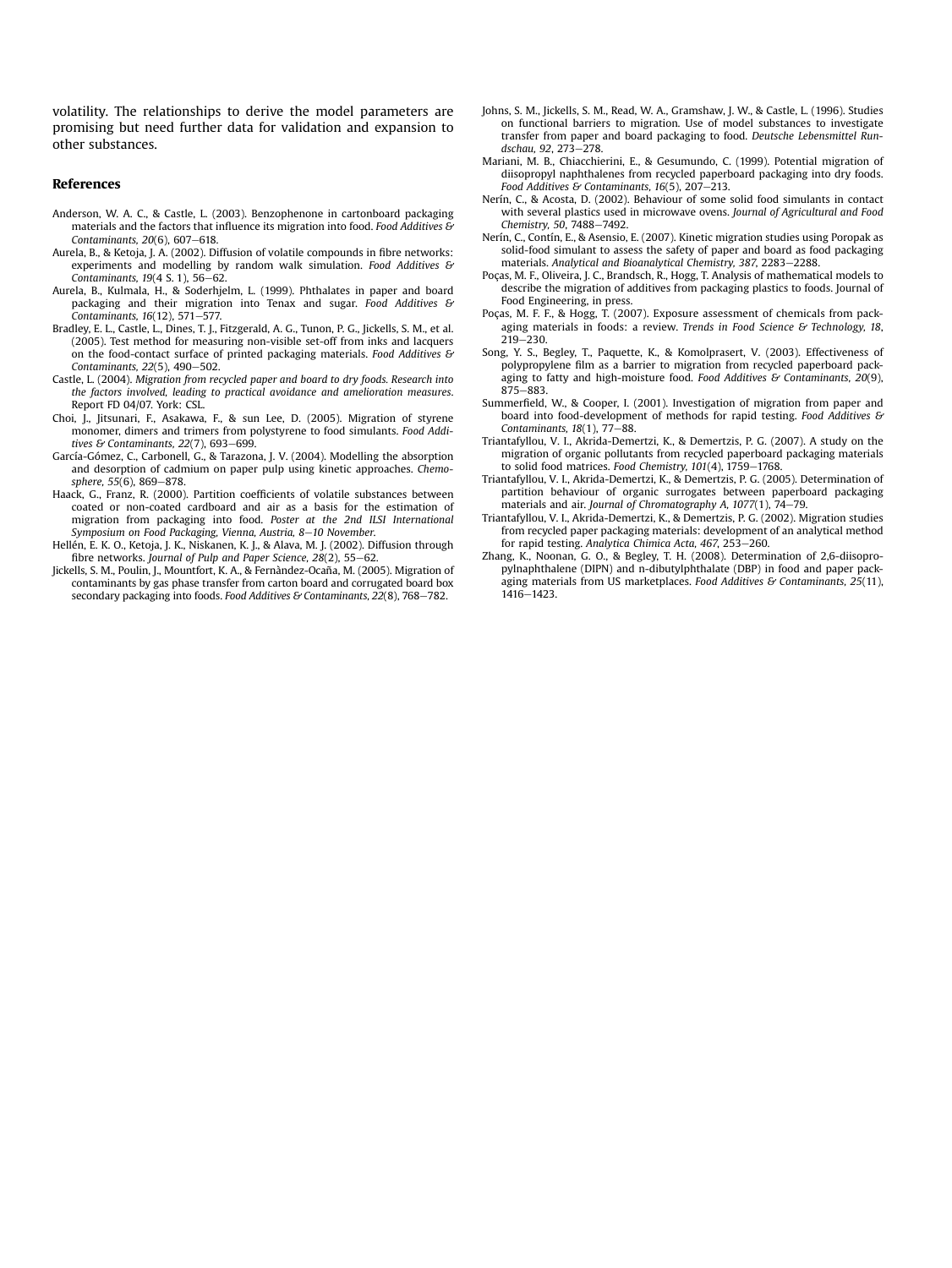volatility. The relationships to derive the model parameters are promising but need further data for validation and expansion to other substances.

## References

Anderson, W. A. C., & Castle, L. (2003). Benzophenone in cartonboard packaging materials and the factors that influence its migration into food. *Food Additives & Contaminants, 20*(6), 607–618.

Aurela, B., & Ketoja, J. A. (2002). Diffusion of volatile compounds in fibre networks: experiments and modelling by random walk simulation. *Food Additives & Contaminants, 19*(4 S. 1), 56–62.

Aurela, B., Kulmala, H., & Soderhjelm, L. (1999). Phthalates in paper and board packaging and their migration into Tenax and sugar. *Food Additives & Contaminants, 16*(12), 571–577.

Bradley, E. L., Castle, L., Dines, T. J., Fitzgerald, A. G., Tunon, P. G., Jickells, S. M., et al. (2005). Test method for measuring non-visible set-off from inks and lacquers on the food-contact surface of printed packaging materials. *Food Additives & Contaminants, 22*(5), 490–502.

Castle, L. (2004). *Migration from recycled paper and board to dry foods. Research into the factors involved, leading to practical avoidance and amelioration measures*. Report FD 04/07. York: CSL.

Choi, J., Jitsunari, F., Asakawa, F., & sun Lee, D. (2005). Migration of styrene monomer, dimers and trimers from polystyrene to food simulants. *Food Additives & Contaminants, 22*(7), 693–699.

García-Gómez, C., Carbonell, G., & Tarazona, J. V. (2004). Modelling the absorption and desorption of cadmium on paper pulp using kinetic approaches. *Chemosphere, 55*(6), 869–878.

Haack, G., Franz, R. (2000). Partition coefficients of volatile substances between coated or non-coated cardboard and air as a basis for the estimation of migration from packaging into food. *Poster at the 2nd ILSI International Symposium on Food Packaging, Vienna, Austria, 8–10 November*.

Hellén, E. K. O., Ketoja, J. K., Niskanen, K. J., & Alava, M. J. (2002). Diffusion through fibre networks. *Journal of Pulp and Paper Science, 28*(2), 55–62.

Jickells, S. M., Poulin, J., Mountfort, K. A., & Fernàndez-Ocaña, M. (2005). Migration of contaminants by gas phase transfer from carton board and corrugated board box secondary packaging into foods. *Food Additives & Contaminants, 22*(8), 768–782.

Johns, S. M., Jickells, S. M., Read, W. A., Gramshaw, J. W., & Castle, L. (1996). Studies on functional barriers to migration. Use of model substances to investigate transfer from paper and board packaging to food. *Deutsche Lebensmittel Rundschau, 92*, 273–278.

Mariani, M. B., Chiacchierini, E., & Gesumundo, C. (1999). Potential migration of diisopropyl naphthalenes from recycled paperboard packaging into dry foods. *Food Additives & Contaminants, 16*(5), 207–213.

Nerín, C., & Acosta, D. (2002). Behaviour of some solid food simulants in contact with several plastics used in microwave ovens. *Journal of Agricultural and Food Chemistry, 50*, 7488–7492.

Nerín, C., Contín, E., & Asensio, E. (2007). Kinetic migration studies using Poropak as solid-food simulant to assess the safety of paper and board as food packaging materials. *Analytical and Bioanalytical Chemistry, 387*, 2283–2288.

Poças, M. F., Oliveira, J. C., Brandsch, R., Hogg, T. Analysis of mathematical models to describe the migration of additives from packaging plastics to foods. Journal of Food Engineering, in press.

Poças, M. F. F., & Hogg, T. (2007). Exposure assessment of chemicals from packaging materials in foods: a review. *Trends in Food Science & Technology, 18*, 219–230.

Song, Y. S., Begley, T., Paquette, K., & Komolprasert, V. (2003). Effectiveness of polypropylene film as a barrier to migration from recycled paperboard packaging to fatty and high-moisture food. *Food Additives & Contaminants, 20*(9), 875–883.

Summerfield, W., & Cooper, I. (2001). Investigation of migration from paper and board into food-development of methods for rapid testing. *Food Additives & Contaminants, 18*(1), 77–88.

Triantafyllou, V. I., Akrida-Demertzi, K., & Demertzis, P. G. (2007). A study on the migration of organic pollutants from recycled paperboard packaging materials to solid food matrices. *Food Chemistry, 101*(4), 1759–1768.

Triantafyllou, V. I., Akrida-Demertzi, K., & Demertzis, P. G. (2005). Determination of partition behaviour of organic surrogates between paperboard packaging materials and air. *Journal of Chromatography A, 1077*(1), 74–79.

Triantafyllou, V. I., Akrida-Demertzi, K., & Demertzis, P. G. (2002). Migration studies from recycled paper packaging materials: development of an analytical method for rapid testing. *Analytica Chimica Acta, 467*, 253–260.

Zhang, K., Noonan, G. O., & Begley, T. H. (2008). Determination of 2,6-diisopropylnaphthalene (DIPN) and n-dibutylphthalate (DBP) in food and paper packaging materials from US marketplaces. *Food Additives & Contaminants, 25*(11), 1416–1423.